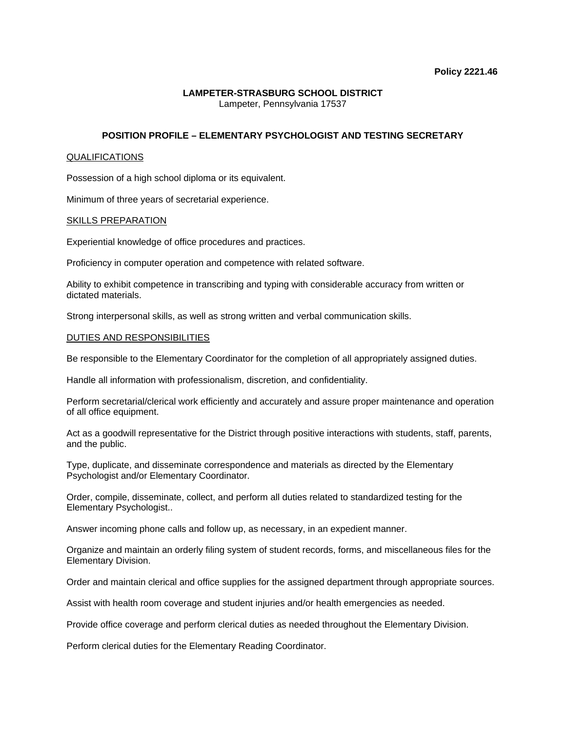**Policy 2221.46**

**LAMPETER-STRASBURG SCHOOL DISTRICT**
Lampeter, Pennsylvania 17537

# POSITION PROFILE – ELEMENTARY PSYCHOLOGIST AND TESTING SECRETARY

## QUALIFICATIONS

Possession of a high school diploma or its equivalent.

Minimum of three years of secretarial experience.

## SKILLS PREPARATION

Experiential knowledge of office procedures and practices.

Proficiency in computer operation and competence with related software.

Ability to exhibit competence in transcribing and typing with considerable accuracy from written or dictated materials.

Strong interpersonal skills, as well as strong written and verbal communication skills.

## DUTIES AND RESPONSIBILITIES

Be responsible to the Elementary Coordinator for the completion of all appropriately assigned duties.

Handle all information with professionalism, discretion, and confidentiality.

Perform secretarial/clerical work efficiently and accurately and assure proper maintenance and operation of all office equipment.

Act as a goodwill representative for the District through positive interactions with students, staff, parents, and the public.

Type, duplicate, and disseminate correspondence and materials as directed by the Elementary Psychologist and/or Elementary Coordinator.

Order, compile, disseminate, collect, and perform all duties related to standardized testing for the Elementary Psychologist..

Answer incoming phone calls and follow up, as necessary, in an expedient manner.

Organize and maintain an orderly filing system of student records, forms, and miscellaneous files for the Elementary Division.

Order and maintain clerical and office supplies for the assigned department through appropriate sources.

Assist with health room coverage and student injuries and/or health emergencies as needed.

Provide office coverage and perform clerical duties as needed throughout the Elementary Division.

Perform clerical duties for the Elementary Reading Coordinator.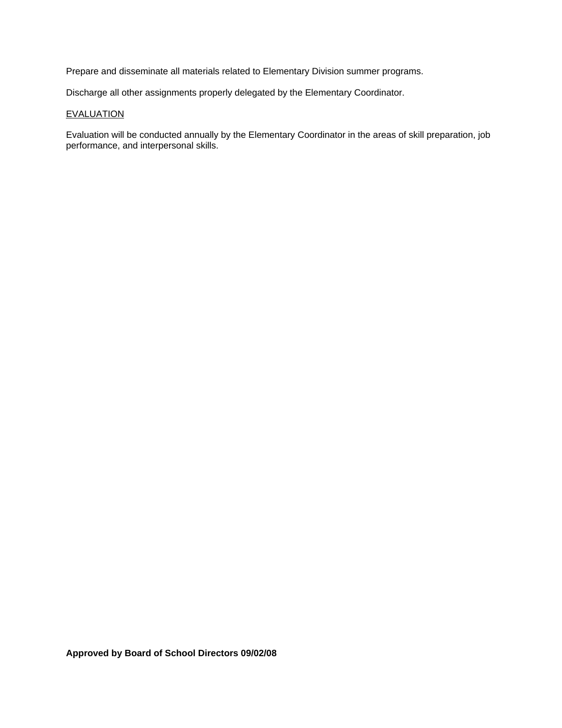Prepare and disseminate all materials related to Elementary Division summer programs.

Discharge all other assignments properly delegated by the Elementary Coordinator.

EVALUATION

Evaluation will be conducted annually by the Elementary Coordinator in the areas of skill preparation, job performance, and interpersonal skills.

**Approved by Board of School Directors 09/02/08**